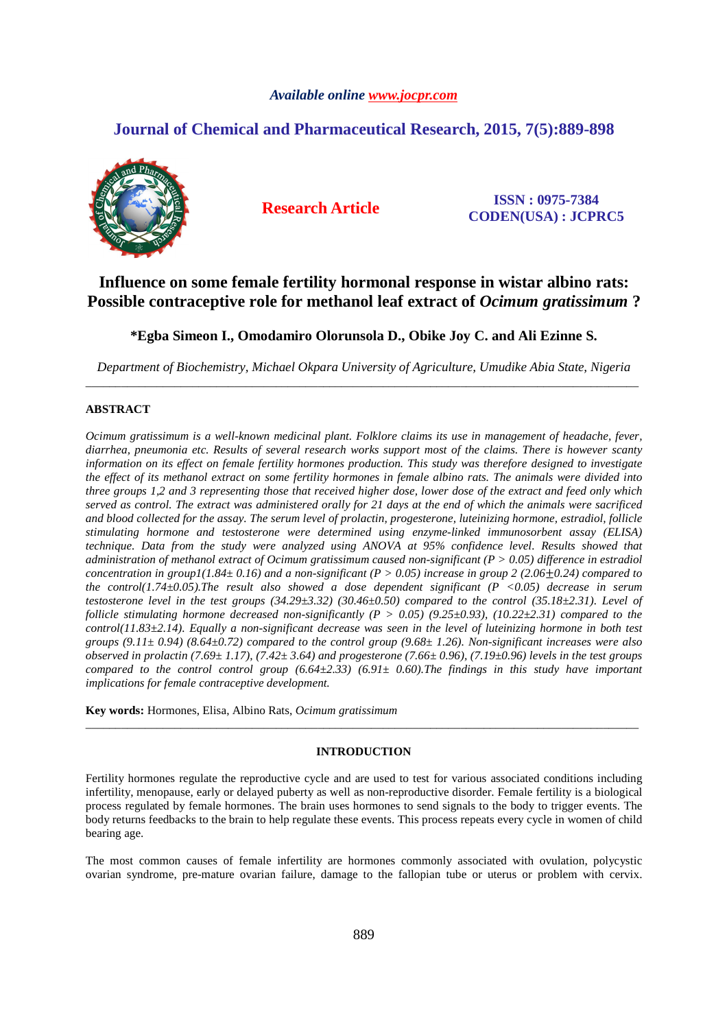# Influence on some female fertility hormonal response in wistar albino rats: Possible contraceptive role for methanol leaf extract of *Ocimum gratissimum* ?

**\*Egba Simeon I., Omodamiro Olorunsola D., Obike Joy C. and Ali Ezinne S.**

*Department of Biochemistry, Michael Okpara University of Agriculture, Umudike Abia State, Nigeria*

---

## ABSTRACT

*Ocimum gratissimum is a well-known medicinal plant. Folklore claims its use in management of headache, fever, diarrhea, pneumonia etc. Results of several research works support most of the claims. There is however scanty information on its effect on female fertility hormones production. This study was therefore designed to investigate the effect of its methanol extract on some fertility hormones in female albino rats. The animals were divided into three groups 1,2 and 3 representing those that received higher dose, lower dose of the extract and feed only which served as control. The extract was administered orally for 21 days at the end of which the animals were sacrificed and blood collected for the assay. The serum level of prolactin, progesterone, luteinizing hormone, estradiol, follicle stimulating hormone and testosterone were determined using enzyme-linked immunosorbent assay (ELISA) technique. Data from the study were analyzed using ANOVA at 95% confidence level. Results showed that administration of methanol extract of Ocimum gratissimum caused non-significant ($P > 0.05$) difference in estradiol concentration in group1(1.84± 0.16) and a non-significant ($P > 0.05$) increase in group 2 (2.06±0.24) compared to the control(1.74±0.05).The result also showed a dose dependent significant ($P < 0.05$) decrease in serum testosterone level in the test groups (34.29±3.32) (30.46±0.50) compared to the control (35.18±2.31). Level of follicle stimulating hormone decreased non-significantly ($P > 0.05$) (9.25±0.93), (10.22±2.31) compared to the control(11.83±2.14). Equally a non-significant decrease was seen in the level of luteinizing hormone in both test groups (9.11± 0.94) (8.64±0.72) compared to the control group (9.68± 1.26). Non-significant increases were also observed in prolactin (7.69± 1.17), (7.42± 3.64) and progesterone (7.66± 0.96), (7.19±0.96) levels in the test groups compared to the control control group (6.64±2.33) (6.91± 0.60).The findings in this study have important implications for female contraceptive development.*

**Key words:** Hormones, Elisa, Albino Rats, *Ocimum gratissimum*

---

## INTRODUCTION

Fertility hormones regulate the reproductive cycle and are used to test for various associated conditions including infertility, menopause, early or delayed puberty as well as non-reproductive disorder. Female fertility is a biological process regulated by female hormones. The brain uses hormones to send signals to the body to trigger events. The body returns feedbacks to the brain to help regulate these events. This process repeats every cycle in women of child bearing age.

The most common causes of female infertility are hormones commonly associated with ovulation, polycystic ovarian syndrome, pre-mature ovarian failure, damage to the fallopian tube or uterus or problem with cervix.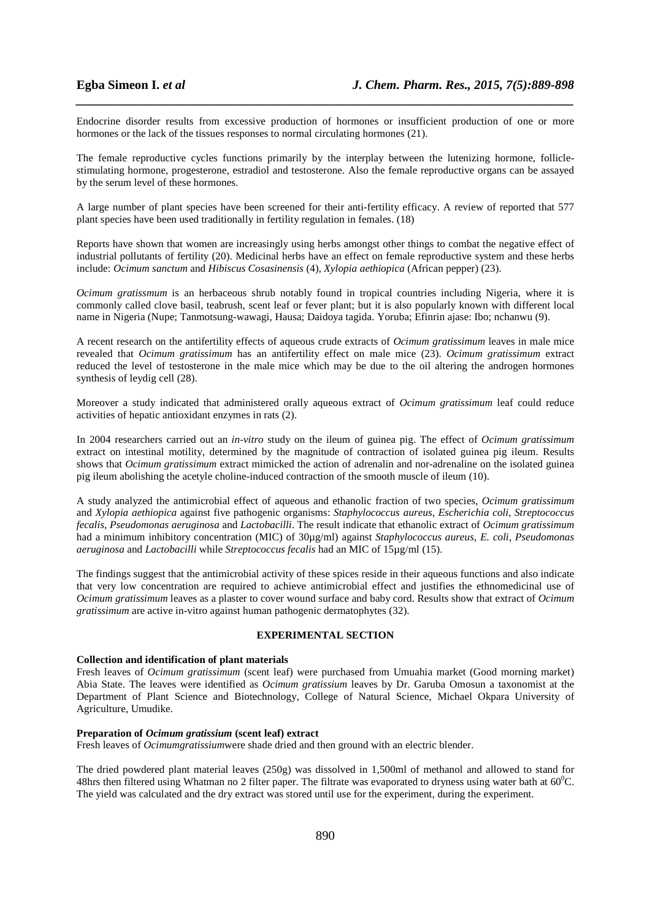Endocrine disorder results from excessive production of hormones or insufficient production of one or more hormones or the lack of the tissues responses to normal circulating hormones (21).

The female reproductive cycles functions primarily by the interplay between the lutenizing hormone, follicle-stimulating hormone, progesterone, estradiol and testosterone. Also the female reproductive organs can be assayed by the serum level of these hormones.

A large number of plant species have been screened for their anti-fertility efficacy. A review of reported that 577 plant species have been used traditionally in fertility regulation in females. (18)

Reports have shown that women are increasingly using herbs amongst other things to combat the negative effect of industrial pollutants of fertility (20). Medicinal herbs have an effect on female reproductive system and these herbs include: *Ocimum sanctum* and *Hibiscus Cosasinensis* (4), *Xylopia aethiopica* (African pepper) (23).

*Ocimum gratissmum* is an herbaceous shrub notably found in tropical countries including Nigeria, where it is commonly called clove basil, teabrush, scent leaf or fever plant; but it is also popularly known with different local name in Nigeria (Nupe; Tanmotsung-wawagi, Hausa; Daidoya tagida. Yoruba; Efinrin ajase: Ibo; nchanwu (9).

A recent research on the antifertility effects of aqueous crude extracts of *Ocimum gratissimum* leaves in male mice revealed that *Ocimum gratissimum* has an antifertility effect on male mice (23). *Ocimum gratissimum* extract reduced the level of testosterone in the male mice which may be due to the oil altering the androgen hormones synthesis of leydig cell (28).

Moreover a study indicated that administered orally aqueous extract of *Ocimum gratissimum* leaf could reduce activities of hepatic antioxidant enzymes in rats (2).

In 2004 researchers carried out an *in-vitro* study on the ileum of guinea pig. The effect of *Ocimum gratissimum* extract on intestinal motility, determined by the magnitude of contraction of isolated guinea pig ileum. Results shows that *Ocimum gratissimum* extract mimicked the action of adrenalin and nor-adrenaline on the isolated guinea pig ileum abolishing the acetyle choline-induced contraction of the smooth muscle of ileum (10).

A study analyzed the antimicrobial effect of aqueous and ethanolic fraction of two species, *Ocimum gratissimum* and *Xylopia aethiopica* against five pathogenic organisms: *Staphylococcus aureus, Escherichia coli, Streptococcus fecalis, Pseudomonas aeruginosa* and *Lactobacilli*. The result indicate that ethanolic extract of *Ocimum gratissimum* had a minimum inhibitory concentration (MIC) of 30µg/ml) against *Staphylococcus aureus, E. coli, Pseudomonas aeruginosa* and *Lactobacilli* while *Streptococcus fecalis* had an MIC of 15µg/ml (15).

The findings suggest that the antimicrobial activity of these spices reside in their aqueous functions and also indicate that very low concentration are required to achieve antimicrobial effect and justifies the ethnomedicinal use of *Ocimum gratissimum* leaves as a plaster to cover wound surface and baby cord. Results show that extract of *Ocimum gratissimum* are active in-vitro against human pathogenic dermatophytes (32).

## EXPERIMENTAL SECTION

**Collection and identification of plant materials**

Fresh leaves of *Ocimum gratissimum* (scent leaf) were purchased from Umuahia market (Good morning market) Abia State. The leaves were identified as *Ocimum gratissium* leaves by Dr. Garuba Omosun a taxonomist at the Department of Plant Science and Biotechnology, College of Natural Science, Michael Okpara University of Agriculture, Umudike.

**Preparation of *Ocimum gratissium* (scent leaf) extract**

Fresh leaves of *Ocimumgratissium*were shade dried and then ground with an electric blender.

The dried powdered plant material leaves (250g) was dissolved in 1,500ml of methanol and allowed to stand for 48hrs then filtered using Whatman no 2 filter paper. The filtrate was evaporated to dryness using water bath at $60^0$C. The yield was calculated and the dry extract was stored until use for the experiment, during the experiment.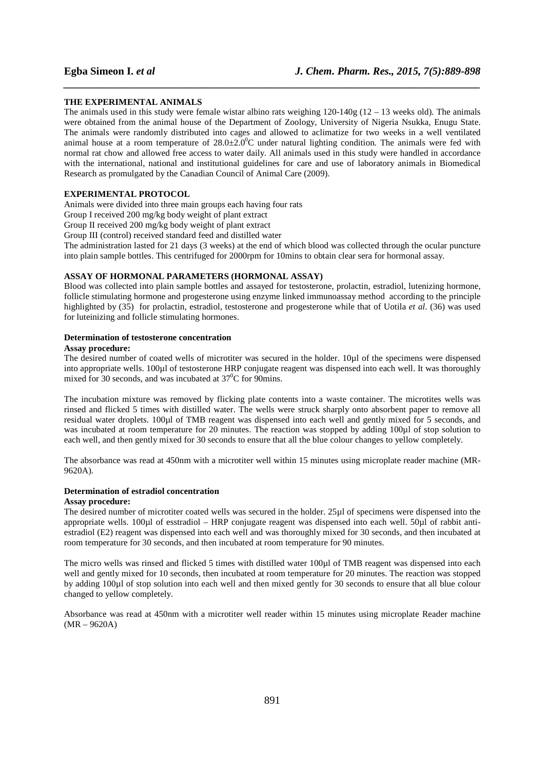## THE EXPERIMENTAL ANIMALS

The animals used in this study were female wistar albino rats weighing 120-140g (12 – 13 weeks old). The animals were obtained from the animal house of the Department of Zoology, University of Nigeria Nsukka, Enugu State. The animals were randomly distributed into cages and allowed to aclimatize for two weeks in a well ventilated animal house at a room temperature of $28.0\pm2.0^0$C under natural lighting condition. The animals were fed with normal rat chow and allowed free access to water daily. All animals used in this study were handled in accordance with the international, national and institutional guidelines for care and use of laboratory animals in Biomedical Research as promulgated by the Canadian Council of Animal Care (2009).

## EXPERIMENTAL PROTOCOL

Animals were divided into three main groups each having four rats

Group I received 200 mg/kg body weight of plant extract

Group II received 200 mg/kg body weight of plant extract

Group III (control) received standard feed and distilled water

The administration lasted for 21 days (3 weeks) at the end of which blood was collected through the ocular puncture into plain sample bottles. This centrifuged for 2000rpm for 10mins to obtain clear sera for hormonal assay.

## ASSAY OF HORMONAL PARAMETERS (HORMONAL ASSAY)

Blood was collected into plain sample bottles and assayed for testosterone, prolactin, estradiol, lutenizing hormone, follicle stimulating hormone and progesterone using enzyme linked immunoassay method according to the principle highlighted by (35) for prolactin, estradiol, testosterone and progesterone while that of Uotila *et al*. (36) was used for luteinizing and follicle stimulating hormones.

### Determination of testosterone concentration

**Assay procedure:**

The desired number of coated wells of microtiter was secured in the holder. 10µl of the specimens were dispensed into appropriate wells. 100µl of testosterone HRP conjugate reagent was dispensed into each well. It was thoroughly mixed for 30 seconds, and was incubated at $37^0$C for 90mins.

The incubation mixture was removed by flicking plate contents into a waste container. The microtites wells was rinsed and flicked 5 times with distilled water. The wells were struck sharply onto absorbent paper to remove all residual water droplets. 100µl of TMB reagent was dispensed into each well and gently mixed for 5 seconds, and was incubated at room temperature for 20 minutes. The reaction was stopped by adding 100µl of stop solution to each well, and then gently mixed for 30 seconds to ensure that all the blue colour changes to yellow completely.

The absorbance was read at 450nm with a microtiter well within 15 minutes using microplate reader machine (MR-9620A).

### Determination of estradiol concentration

**Assay procedure:**

The desired number of microtiter coated wells was secured in the holder. 25µl of specimens were dispensed into the appropriate wells. 100µl of esstradiol – HRP conjugate reagent was dispensed into each well. 50µl of rabbit anti-estradiol (E2) reagent was dispensed into each well and was thoroughly mixed for 30 seconds, and then incubated at room temperature for 30 seconds, and then incubated at room temperature for 90 minutes.

The micro wells was rinsed and flicked 5 times with distilled water 100µl of TMB reagent was dispensed into each well and gently mixed for 10 seconds, then incubated at room temperature for 20 minutes. The reaction was stopped by adding 100µl of stop solution into each well and then mixed gently for 30 seconds to ensure that all blue colour changed to yellow completely.

Absorbance was read at 450nm with a microtiter well reader within 15 minutes using microplate Reader machine (MR – 9620A)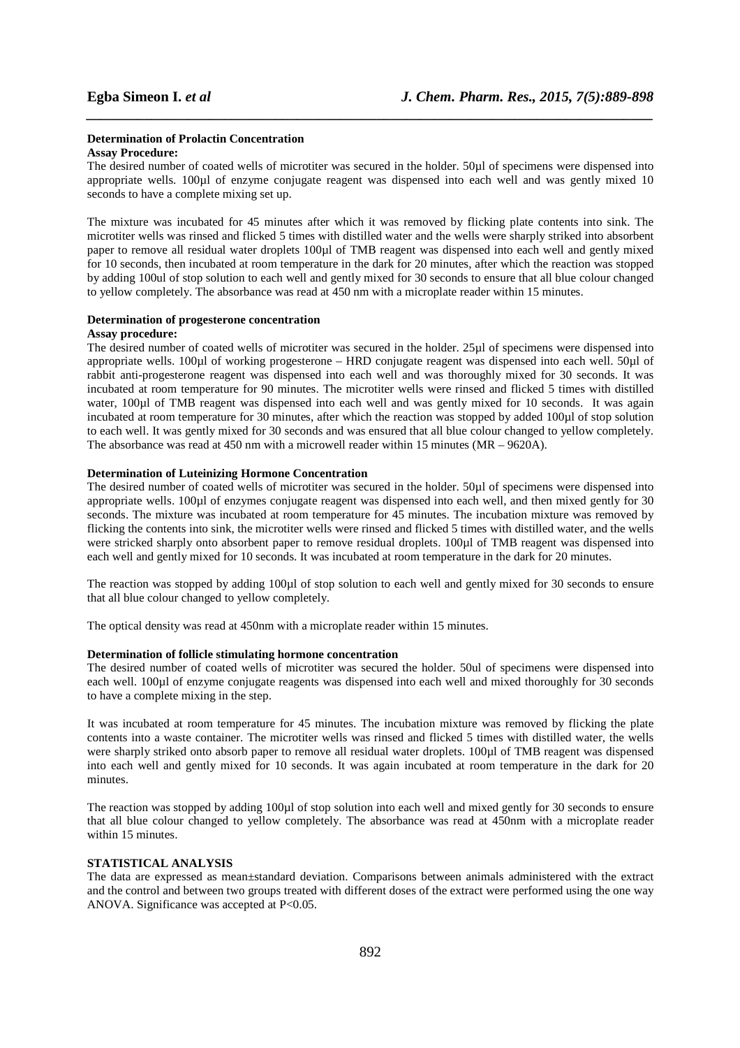**Determination of Prolactin Concentration**

**Assay Procedure:**

The desired number of coated wells of microtiter was secured in the holder. 50µl of specimens were dispensed into appropriate wells. 100µl of enzyme conjugate reagent was dispensed into each well and was gently mixed 10 seconds to have a complete mixing set up.

The mixture was incubated for 45 minutes after which it was removed by flicking plate contents into sink. The microtiter wells was rinsed and flicked 5 times with distilled water and the wells were sharply striked into absorbent paper to remove all residual water droplets 100µl of TMB reagent was dispensed into each well and gently mixed for 10 seconds, then incubated at room temperature in the dark for 20 minutes, after which the reaction was stopped by adding 100ul of stop solution to each well and gently mixed for 30 seconds to ensure that all blue colour changed to yellow completely. The absorbance was read at 450 nm with a microplate reader within 15 minutes.

**Determination of progesterone concentration**

**Assay procedure:**

The desired number of coated wells of microtiter was secured in the holder. 25µl of specimens were dispensed into appropriate wells. 100µl of working progesterone – HRD conjugate reagent was dispensed into each well. 50µl of rabbit anti-progesterone reagent was dispensed into each well and was thoroughly mixed for 30 seconds. It was incubated at room temperature for 90 minutes. The microtiter wells were rinsed and flicked 5 times with distilled water, 100µl of TMB reagent was dispensed into each well and was gently mixed for 10 seconds. It was again incubated at room temperature for 30 minutes, after which the reaction was stopped by added 100µl of stop solution to each well. It was gently mixed for 30 seconds and was ensured that all blue colour changed to yellow completely. The absorbance was read at 450 nm with a microwell reader within 15 minutes (MR – 9620A).

**Determination of Luteinizing Hormone Concentration**

The desired number of coated wells of microtiter was secured in the holder. 50µl of specimens were dispensed into appropriate wells. 100µl of enzymes conjugate reagent was dispensed into each well, and then mixed gently for 30 seconds. The mixture was incubated at room temperature for 45 minutes. The incubation mixture was removed by flicking the contents into sink, the microtiter wells were rinsed and flicked 5 times with distilled water, and the wells were stricked sharply onto absorbent paper to remove residual droplets. 100µl of TMB reagent was dispensed into each well and gently mixed for 10 seconds. It was incubated at room temperature in the dark for 20 minutes.

The reaction was stopped by adding 100µl of stop solution to each well and gently mixed for 30 seconds to ensure that all blue colour changed to yellow completely.

The optical density was read at 450nm with a microplate reader within 15 minutes.

**Determination of follicle stimulating hormone concentration**

The desired number of coated wells of microtiter was secured the holder. 50ul of specimens were dispensed into each well. 100µl of enzyme conjugate reagents was dispensed into each well and mixed thoroughly for 30 seconds to have a complete mixing in the step.

It was incubated at room temperature for 45 minutes. The incubation mixture was removed by flicking the plate contents into a waste container. The microtiter wells was rinsed and flicked 5 times with distilled water, the wells were sharply striked onto absorb paper to remove all residual water droplets. 100µl of TMB reagent was dispensed into each well and gently mixed for 10 seconds. It was again incubated at room temperature in the dark for 20 minutes.

The reaction was stopped by adding 100µl of stop solution into each well and mixed gently for 30 seconds to ensure that all blue colour changed to yellow completely. The absorbance was read at 450nm with a microplate reader within 15 minutes.

**STATISTICAL ANALYSIS**

The data are expressed as mean±standard deviation. Comparisons between animals administered with the extract and the control and between two groups treated with different doses of the extract were performed using the one way ANOVA. Significance was accepted at $P<0.05$.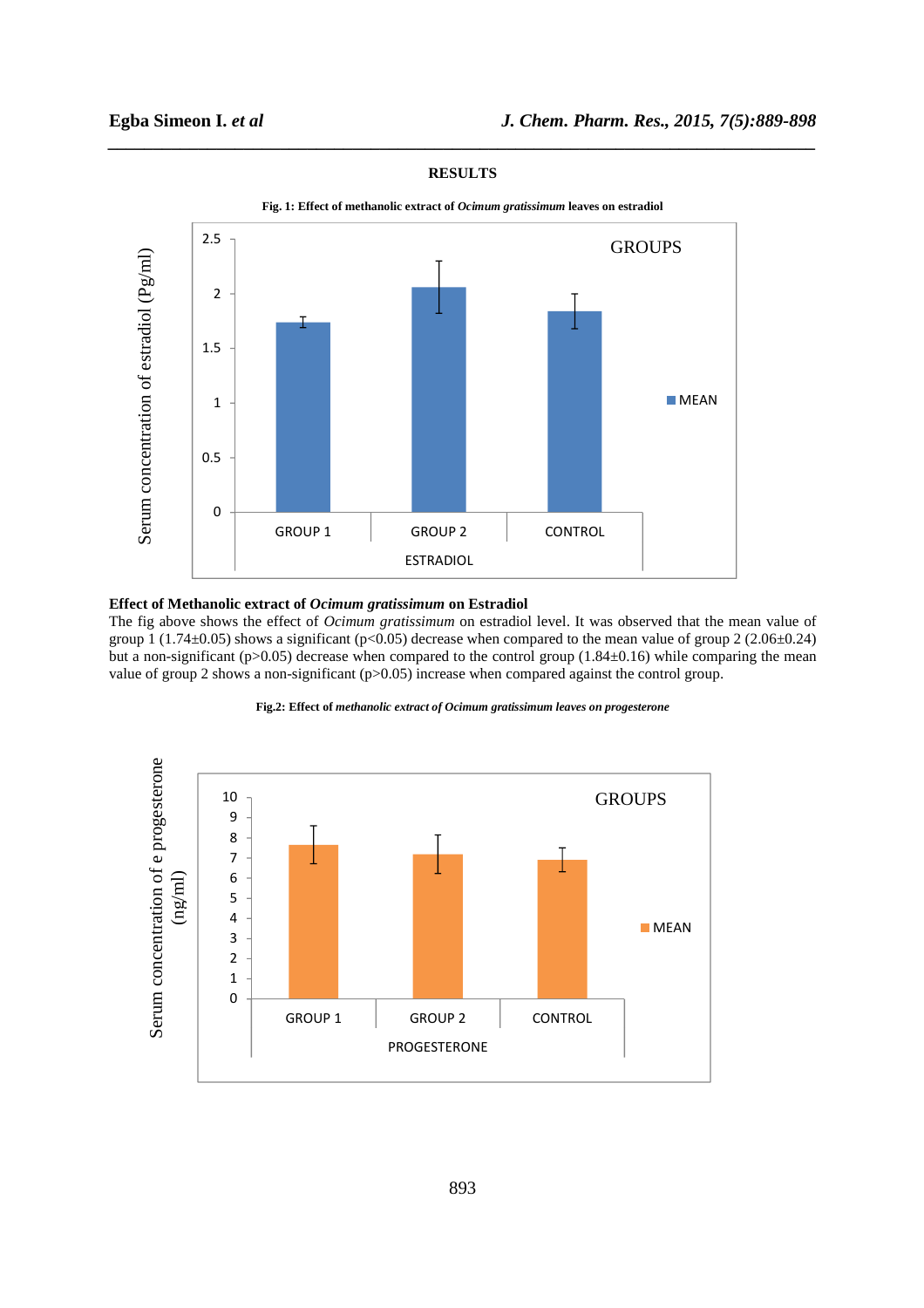## RESULTS

**Fig. 1: Effect of methanolic extract of *Ocimum gratissimum* leaves on estradiol**

**Effect of Methanolic extract of *Ocimum gratissimum* on Estradiol**

The fig above shows the effect of *Ocimum gratissimum* on estradiol level. It was observed that the mean value of group 1 (1.74±0.05) shows a significant ($p<0.05$) decrease when compared to the mean value of group 2 (2.06±0.24) but a non-significant ($p>0.05$) decrease when compared to the control group (1.84±0.16) while comparing the mean value of group 2 shows a non-significant ($p>0.05$) increase when compared against the control group.

**Fig.2: Effect of *methanolic extract of Ocimum gratissimum leaves on progesterone***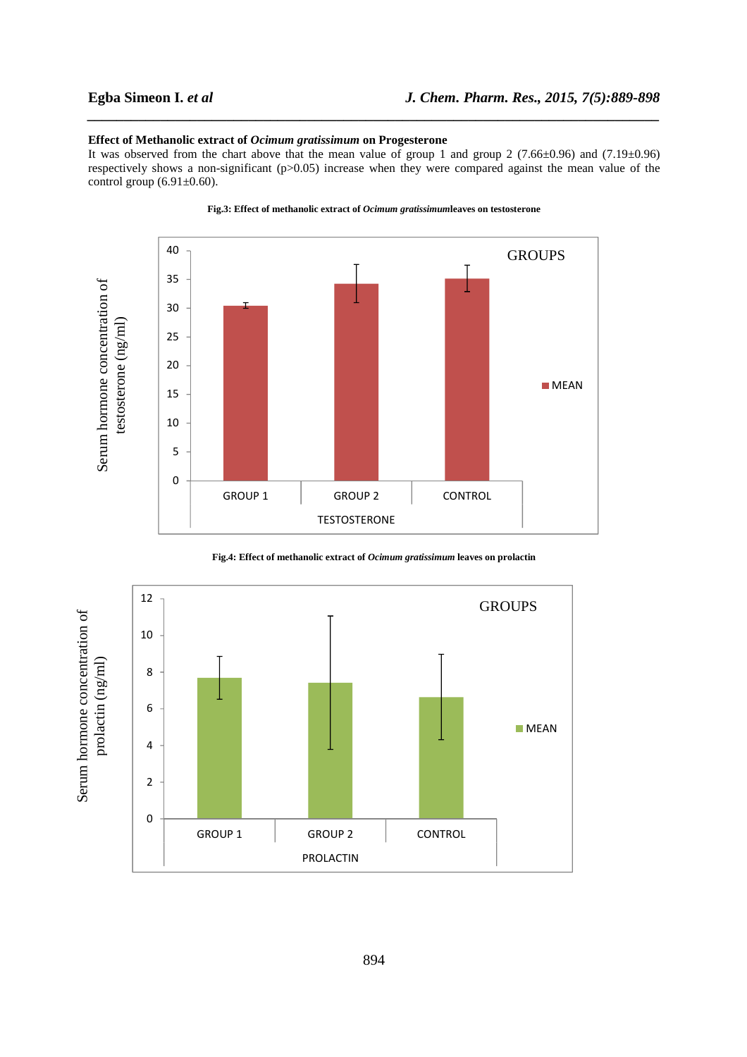**Effect of Methanolic extract of *Ocimum gratissimum* on Progesterone**

It was observed from the chart above that the mean value of group 1 and group 2 (7.66±0.96) and (7.19±0.96) respectively shows a non-significant (p>0.05) increase when they were compared against the mean value of the control group (6.91±0.60).

**Fig.3: Effect of methanolic extract of *Ocimum gratissimum*leaves on testosterone**

**Fig.4: Effect of methanolic extract of *Ocimum gratissimum* leaves on prolactin**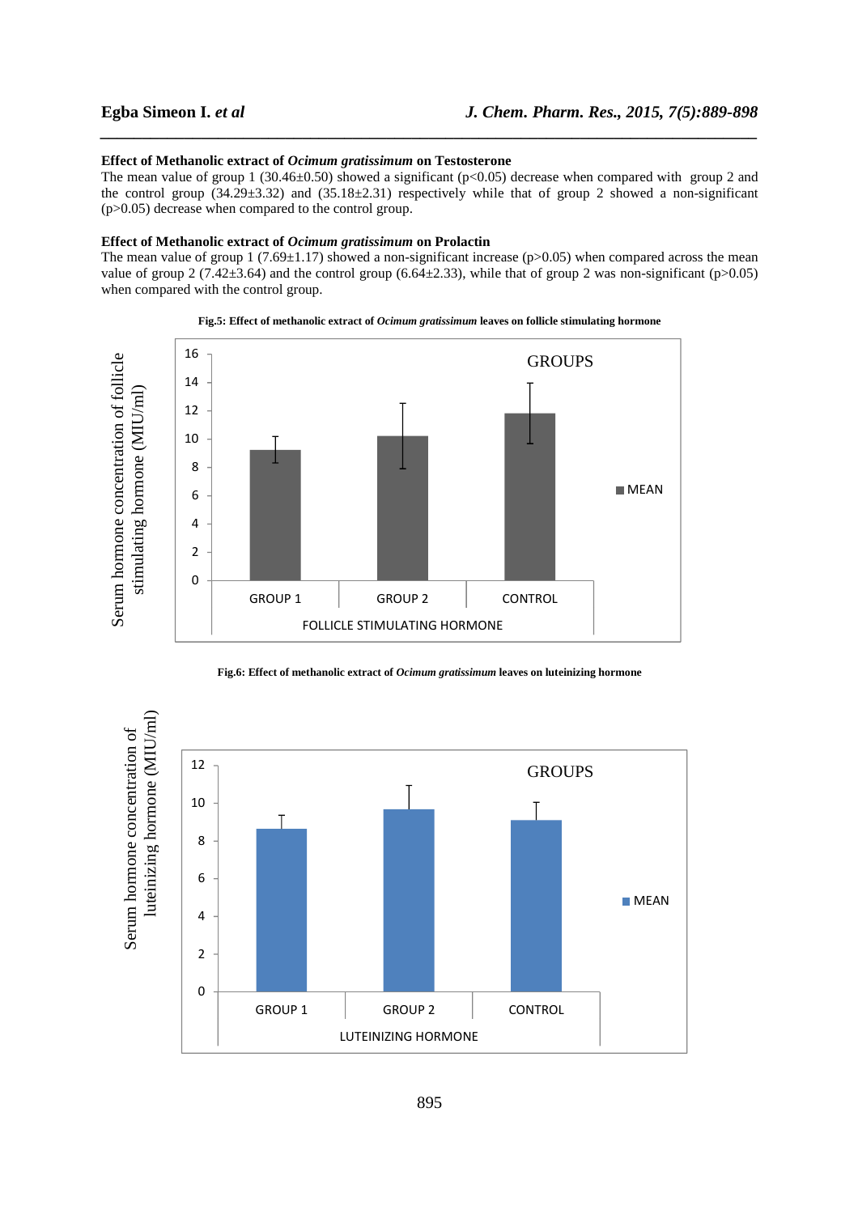**Effect of Methanolic extract of *Ocimum gratissimum* on Testosterone**

The mean value of group 1 (30.46±0.50) showed a significant ($p<0.05$) decrease when compared with group 2 and the control group (34.29±3.32) and (35.18±2.31) respectively while that of group 2 showed a non-significant ($p>0.05$) decrease when compared to the control group.

**Effect of Methanolic extract of *Ocimum gratissimum* on Prolactin**

The mean value of group 1 (7.69±1.17) showed a non-significant increase ($p>0.05$) when compared across the mean value of group 2 (7.42±3.64) and the control group (6.64±2.33), while that of group 2 was non-significant ($p>0.05$) when compared with the control group.

**Fig.5: Effect of methanolic extract of *Ocimum gratissimum* leaves on follicle stimulating hormone**

**Fig.6: Effect of methanolic extract of *Ocimum gratissimum* leaves on luteinizing hormone**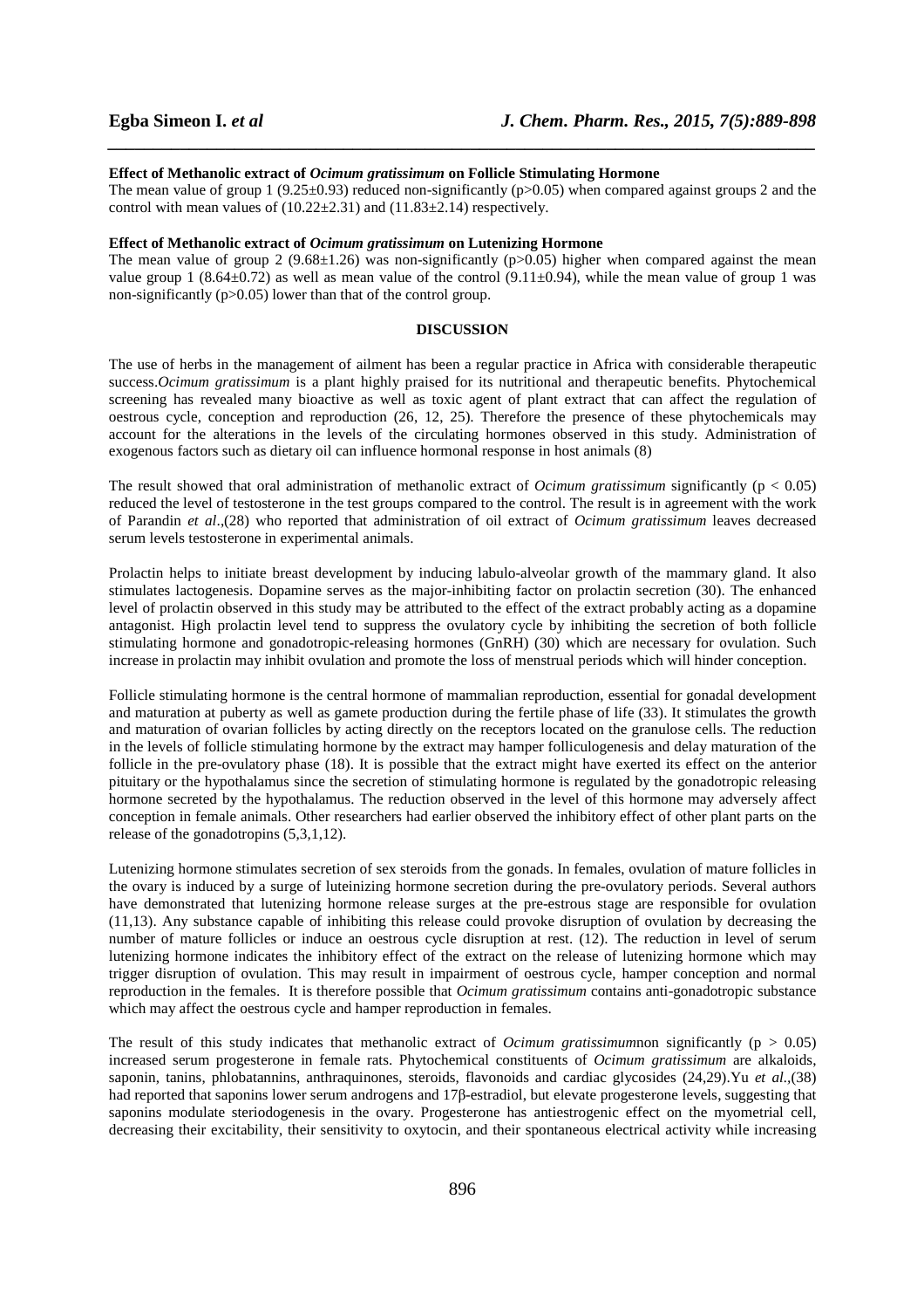**Effect of Methanolic extract of *Ocimum gratissimum* on Follicle Stimulating Hormone**

The mean value of group 1 (9.25±0.93) reduced non-significantly ($p>0.05$) when compared against groups 2 and the control with mean values of (10.22±2.31) and (11.83±2.14) respectively.

**Effect of Methanolic extract of *Ocimum gratissimum* on Lutenizing Hormone**

The mean value of group 2 (9.68±1.26) was non-significantly ($p>0.05$) higher when compared against the mean value group 1 (8.64±0.72) as well as mean value of the control (9.11±0.94), while the mean value of group 1 was non-significantly ($p>0.05$) lower than that of the control group.

## DISCUSSION

The use of herbs in the management of ailment has been a regular practice in Africa with considerable therapeutic success.*Ocimum gratissimum* is a plant highly praised for its nutritional and therapeutic benefits. Phytochemical screening has revealed many bioactive as well as toxic agent of plant extract that can affect the regulation of oestrous cycle, conception and reproduction (26, 12, 25). Therefore the presence of these phytochemicals may account for the alterations in the levels of the circulating hormones observed in this study. Administration of exogenous factors such as dietary oil can influence hormonal response in host animals (8)

The result showed that oral administration of methanolic extract of *Ocimum gratissimum* significantly ($p < 0.05$) reduced the level of testosterone in the test groups compared to the control. The result is in agreement with the work of Parandin *et al*.,(28) who reported that administration of oil extract of *Ocimum gratissimum* leaves decreased serum levels testosterone in experimental animals.

Prolactin helps to initiate breast development by inducing labulo-alveolar growth of the mammary gland. It also stimulates lactogenesis. Dopamine serves as the major-inhibiting factor on prolactin secretion (30). The enhanced level of prolactin observed in this study may be attributed to the effect of the extract probably acting as a dopamine antagonist. High prolactin level tend to suppress the ovulatory cycle by inhibiting the secretion of both follicle stimulating hormone and gonadotropic-releasing hormones (GnRH) (30) which are necessary for ovulation. Such increase in prolactin may inhibit ovulation and promote the loss of menstrual periods which will hinder conception.

Follicle stimulating hormone is the central hormone of mammalian reproduction, essential for gonadal development and maturation at puberty as well as gamete production during the fertile phase of life (33). It stimulates the growth and maturation of ovarian follicles by acting directly on the receptors located on the granulose cells. The reduction in the levels of follicle stimulating hormone by the extract may hamper folliculogenesis and delay maturation of the follicle in the pre-ovulatory phase (18). It is possible that the extract might have exerted its effect on the anterior pituitary or the hypothalamus since the secretion of stimulating hormone is regulated by the gonadotropic releasing hormone secreted by the hypothalamus. The reduction observed in the level of this hormone may adversely affect conception in female animals. Other researchers had earlier observed the inhibitory effect of other plant parts on the release of the gonadotropins (5,3,1,12).

Lutenizing hormone stimulates secretion of sex steroids from the gonads. In females, ovulation of mature follicles in the ovary is induced by a surge of luteinizing hormone secretion during the pre-ovulatory periods. Several authors have demonstrated that lutenizing hormone release surges at the pre-estrous stage are responsible for ovulation (11,13). Any substance capable of inhibiting this release could provoke disruption of ovulation by decreasing the number of mature follicles or induce an oestrous cycle disruption at rest. (12). The reduction in level of serum lutenizing hormone indicates the inhibitory effect of the extract on the release of lutenizing hormone which may trigger disruption of ovulation. This may result in impairment of oestrous cycle, hamper conception and normal reproduction in the females. It is therefore possible that *Ocimum gratissimum* contains anti-gonadotropic substance which may affect the oestrous cycle and hamper reproduction in females.

The result of this study indicates that methanolic extract of *Ocimum gratissimum*non significantly ($p > 0.05$) increased serum progesterone in female rats. Phytochemical constituents of *Ocimum gratissimum* are alkaloids, saponin, tanins, phlobatannins, anthraquinones, steroids, flavonoids and cardiac glycosides (24,29).Yu *et al*.,(38) had reported that saponins lower serum androgens and 17β-estradiol, but elevate progesterone levels, suggesting that saponins modulate steriodogenesis in the ovary. Progesterone has antiestrogenic effect on the myometrial cell, decreasing their excitability, their sensitivity to oxytocin, and their spontaneous electrical activity while increasing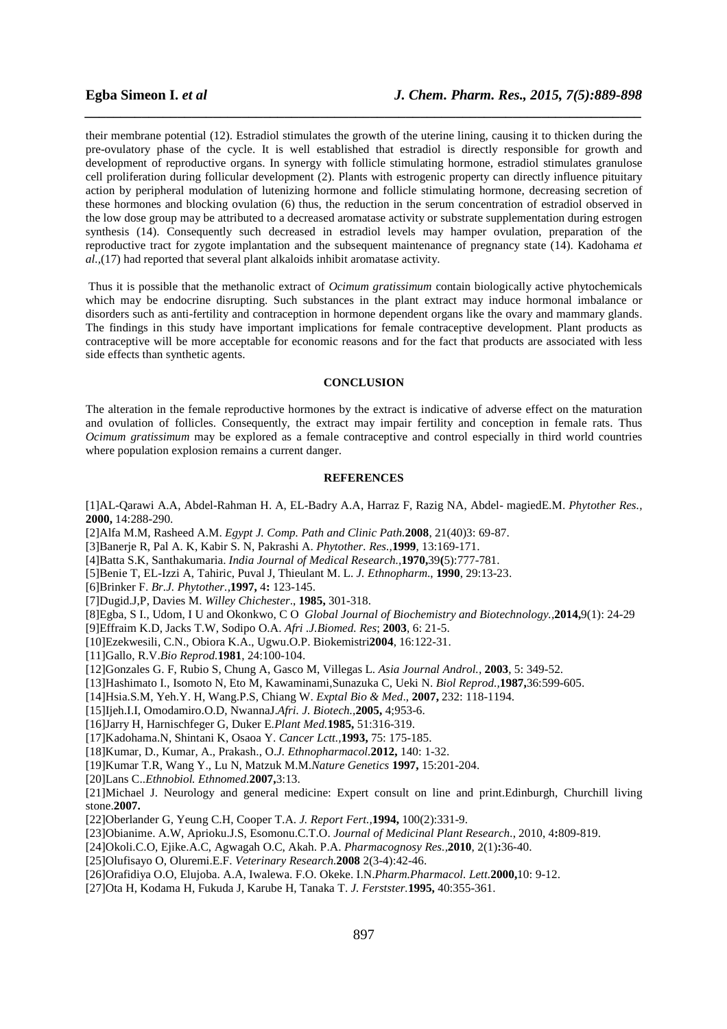their membrane potential (12). Estradiol stimulates the growth of the uterine lining, causing it to thicken during the pre-ovulatory phase of the cycle. It is well established that estradiol is directly responsible for growth and development of reproductive organs. In synergy with follicle stimulating hormone, estradiol stimulates granulose cell proliferation during follicular development (2). Plants with estrogenic property can directly influence pituitary action by peripheral modulation of lutenizing hormone and follicle stimulating hormone, decreasing secretion of these hormones and blocking ovulation (6) thus, the reduction in the serum concentration of estradiol observed in the low dose group may be attributed to a decreased aromatase activity or substrate supplementation during estrogen synthesis (14). Consequently such decreased in estradiol levels may hamper ovulation, preparation of the reproductive tract for zygote implantation and the subsequent maintenance of pregnancy state (14). Kadohama *et al.*,(17) had reported that several plant alkaloids inhibit aromatase activity.

Thus it is possible that the methanolic extract of *Ocimum gratissimum* contain biologically active phytochemicals which may be endocrine disrupting. Such substances in the plant extract may induce hormonal imbalance or disorders such as anti-fertility and contraception in hormone dependent organs like the ovary and mammary glands. The findings in this study have important implications for female contraceptive development. Plant products as contraceptive will be more acceptable for economic reasons and for the fact that products are associated with less side effects than synthetic agents.

## CONCLUSION

The alteration in the female reproductive hormones by the extract is indicative of adverse effect on the maturation and ovulation of follicles. Consequently, the extract may impair fertility and conception in female rats. Thus *Ocimum gratissimum* may be explored as a female contraceptive and control especially in third world countries where population explosion remains a current danger.

## REFERENCES

[1]AL-Qarawi A.A, Abdel-Rahman H. A, EL-Badry A.A, Harraz F, Razig NA, Abdel- magiedE.M. *Phytother Res.*, **2000,** 14:288-290.

[2]Alfa M.M, Rasheed A.M. *Egypt J. Comp. Path and Clinic Path.***2008**, 21(40)3: 69-87.

[3]Banerje R, Pal A. K, Kabir S. N, Pakrashi A. *Phytother. Res.*,**1999**, 13:169-171.

[4]Batta S.K, Santhakumaria. *India Journal of Medical Research.*,**1970,**39**(**5):777-781.

[5]Benie T, EL-Izzi A, Tahiric, Puval J, Thieulant M. L. *J. Ethnopharm*., **1990**, 29:13-23.

[6]Brinker F. *Br.J. Phytother.*,**1997,** 4**:** 123-145.

[7]Dugid.J,P, Davies M. *Willey Chichester*., **1985,** 301-318.

[8]Egba, S I., Udom, I U and Okonkwo, C O *Global Journal of Biochemistry and Biotechnology.*,**2014,**9(1): 24-29

[9]Effraim K.D, Jacks T.W, Sodipo O.A. *Afri .J.Biomed. Res*; **2003**, 6: 21-5.

[10]Ezekwesili, C.N., Obiora K.A., Ugwu.O.P. Biokemistri**2004**, 16:122-31.

[11]Gallo, R.V.*Bio Reprod.***1981**, 24:100-104.

[12]Gonzales G. F, Rubio S, Chung A, Gasco M, Villegas L. *Asia Journal Androl.*, **2003**, 5: 349-52.

[13]Hashimato I., Isomoto N, Eto M, Kawaminami,Sunazuka C, Ueki N. *Biol Reprod.*,**1987,**36:599-605.

[14]Hsia.S.M, Yeh.Y. H, Wang.P.S, Chiang W. *Exptal Bio & Med*., **2007,** 232: 118-1194.

[15]Ijeh.I.I, Omodamiro.O.D, NwannaJ.*Afri. J. Biotech.*,**2005,** 4;953-6.

[16]Jarry H, Harnischfeger G, Duker E.*Plant Med.***1985,** 51:316-319.

[17]Kadohama.N, Shintani K, Osaoa Y. *Cancer Lctt.*,**1993,** 75: 175-185.

[18]Kumar, D., Kumar, A., Prakash., O.*J. Ethnopharmacol.***2012,** 140: 1-32.

[19]Kumar T.R, Wang Y., Lu N, Matzuk M.M.*Nature Genetics* **1997,** 15:201-204.

[20]Lans C..*Ethnobiol. Ethnomed.***2007,**3:13.

[21]Michael J. Neurology and general medicine: Expert consult on line and print.Edinburgh, Churchill living stone.**2007.**

[22]Oberlander G, Yeung C.H, Cooper T.A. *J. Report Fert.*,**1994,** 100(2):331-9.

[23]Obianime. A.W, Aprioku.J.S, Esomonu.C.T.O. *Journal of Medicinal Plant Research.*, 2010, 4**:**809-819.

[24]Okoli.C.O, Ejike.A.C, Agwagah O.C, Akah. P.A. *Pharmacognosy Res*.,**2010**, 2(1)**:**36-40.

[25]Olufisayo O, Oluremi.E.F. *Veterinary Research.***2008** 2(3-4):42-46.

[26]Orafidiya O.O, Elujoba. A.A, Iwalewa. F.O. Okeke. I.N.*Pharm.Pharmacol. Lett.***2000,**10: 9-12.

[27]Ota H, Kodama H, Fukuda J, Karube H, Tanaka T. *J. Ferstster.***1995,** 40:355-361.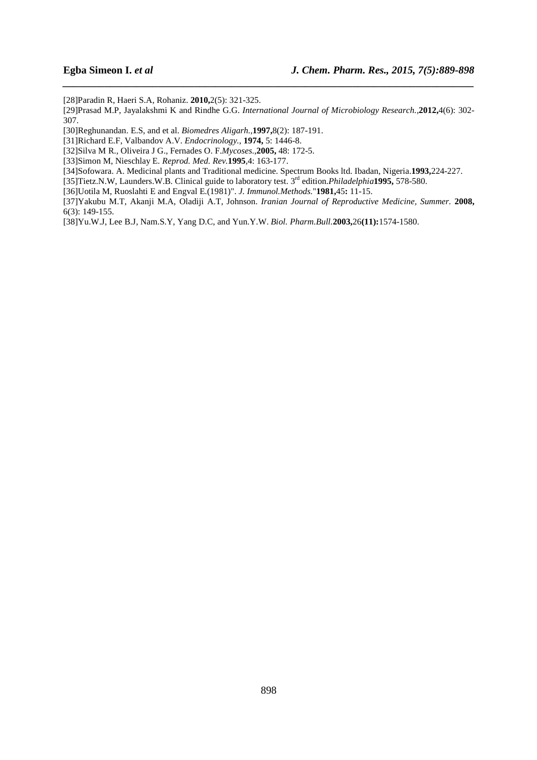[28]Paradin R, Haeri S.A, Rohaniz. **2010,**2(5): 321-325.

[29]Prasad M.P, Jayalakshmi K and Rindhe G.G. *International Journal of Microbiology Research.*,**2012,**4(6): 302-307.

[30]Reghunandan. E.S, and et al. *Biomedres Aligarh.*,**1997,**8(2): 187-191.

[31]Richard E.F, Valbandov A.V. *Endocrinology.*, **1974,** 5: 1446-8.

[32]Silva M R., Oliveira J G., Fernades O. F.*Mycoses.*,**2005,** 48: 172-5.

[33]Simon M, Nieschlay E. *Reprod. Med. Rev.***1995**,4: 163-177.

[34]Sofowara. A. Medicinal plants and Traditional medicine. Spectrum Books ltd. Ibadan, Nigeria.**1993,**224-227.

[35]Tietz.N.W, Launders.W.B. Clinical guide to laboratory test. 3rd edition.*Philadelphia***1995,** 578-580.

[36]Uotila M, Ruoslahti E and Engval E.(1981)". *J. Immunol.Methods.*"**1981,**45**:** 11-15.

[37]Yakubu M.T, Akanji M.A, Oladiji A.T, Johnson. *Iranian Journal of Reproductive Medicine, Summer.* **2008,** 6(3): 149-155.

[38]Yu.W.J, Lee B.J, Nam.S.Y, Yang D.C, and Yun.Y.W. *Biol. Pharm.Bull.***2003,**26**(11):**1574-1580.